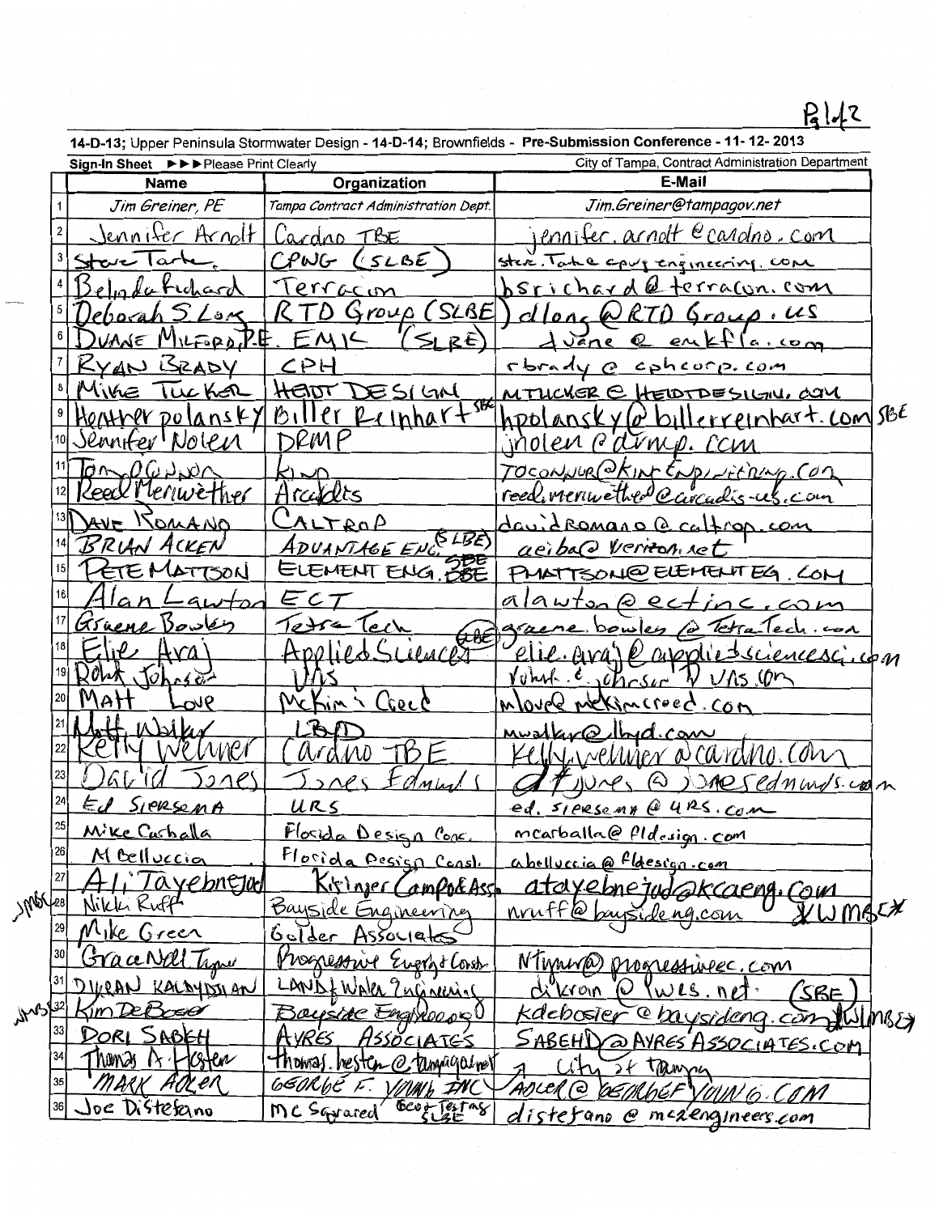Pg 1 of 2

**14-D-13; Upper Peninsula Stormwater Design - 14-D-14; Brownfields - Pre-Submission Conference - 11-12-2013**

**Sign-In Sheet ►►► Please Print Clearly** — City of Tampa, Contract Administration Department

| | Name | Organization | E-Mail |
|---|---|---|---|
| 1 | Jim Greiner, PE | Tampa Contract Administration Dept. | Jim.Greiner@tampagov.net |
| 2 | Jennifer Arnolt | Cardno TBE | jennifer.arnolt@cardno.com |
| 3 | Steve Tarte | CPWG (SLBE) | steve.Tarte@cpwg engineering.com |
| 4 | Belinda Richard | Terracon | bsrichard@terracon.com |
| 5 | Deborah S. Long | RTD Group (SLBE) | dlong@RTD Group.us |
| 6 | DUANE MILFORD, P.E. | EMK (SLBE) | duane@emkfla.com |
| 7 | RYAN BRADY | CPH | rbrady@cphcorp.com |
| 8 | MIKE TUCKER | HEIDT DESIGN | MTUCKER@HEIDTDESIGN.COM |
| 9 | Heather Polansky | Biller Reinhart SBE | hpolansky@billerreinhart.com SBE |
| 10 | Jennifer Nolen | DRMP | jnolen@drmp.com |
| 11 | Tom O'Connor | KING | TOCONNOR@KING ENGINEERING.COM |
| 12 | Reed Meriwether | Arcadis | reed.meriwether@arcadis-us.com |
| 13 | DAVE ROMANO | CALTROP | davidromano@caltrop.com |
| 14 | BRIAN ACKEN | ADVANTAGE ENG (SLBE) | aeiba@verizon.net |
| 15 | PETE MATTSON | ELEMENT ENG. SBE | PMATTSON@ELEMENTEG.COM |
| 16 | Alan Lawton | ECT | alawton@ectinc.com |
| 17 | Graene Bowles | Tetra Tech (SBE) | graene.bowles@TetraTech.com |
| 18 | Elie Araj | Applied Sciences | elie.araj@appliedsciencesci.com |
| 19 | Rohit Johnson | URS | rohit.e.johnson@urs.com |
| 20 | MATT LOVE | McKim & Creed | mlove@mckimcreed.com |
| 21 | Matt Walker | LBFD | mwalker@lbfd.com |
| 22 | Kelly Wehner | Cardno TBE | Kelly.wehner@cardno.com |
| 23 | David Jones | Jones Edmunds | djones@jonesedmunds.com |
| 24 | Ed Siersema | URS | ed.siersema@urs.com |
| 25 | Mike Carballa | Florida Design Cons. | mcarballa@fldesign.com |
| 26 | M Belluccia | Florida Design Consl. | abelluccia@fldesign.com |
| 27 | Ali Tayebnejad | Kisinger Campo & Assoc | atayebnejad@kcaeng.com |
| 28 | Nikki Ruff | Bayside Engineering | nruff@baysideng.com WMBE |
| 29 | Mike Green | Golder Associates | |
| 30 | Grace Nell Tymer | Progressive Energy & Const. | NTymer@progressivec.com |
| 31 | DIKRAN KALAYDJIAN | LAND & Water Engineering | dikran@lwes.net (SBE) |
| 32 | Kim DeBosier | Bayside Engineering | kdebosier@baysideng.com WMBE |
| 33 | DORI SABEH | AYRES ASSOCIATES | SABEHD@AYRESASSOCIATES.COM |
| 34 | Thomas A. Hesten | thomas.hesten@tampagov.net | City of Tampa |
| 35 | MARK ADLER | GEORGE F. YOUNG INC | ADLER@GEORGEFYOUNG.COM |
| 36 | Joe DiStefano | MC Squared Geo Testing SLBE | distefano@mc2engineers.com |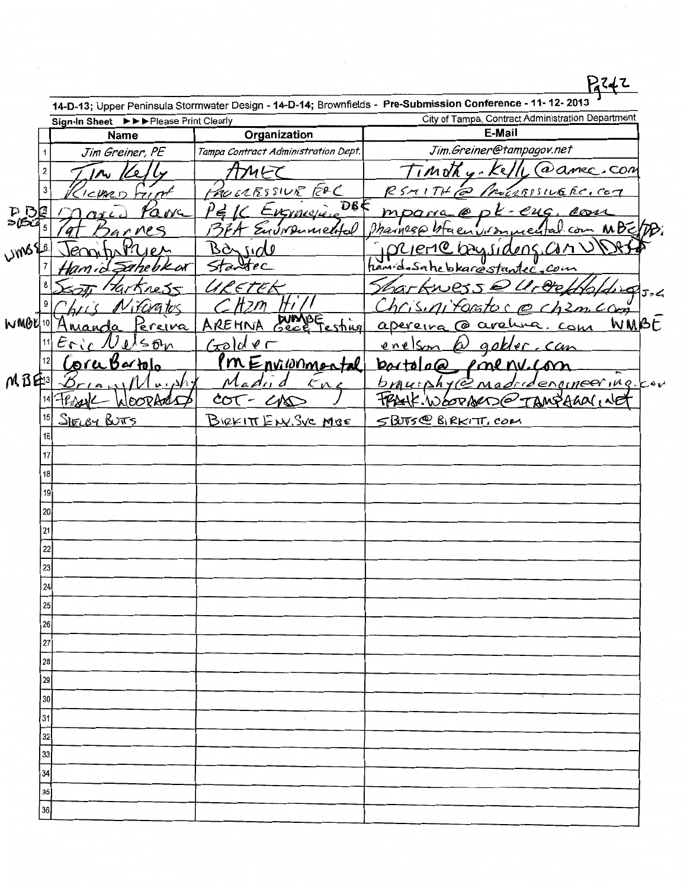Pg 2 of 2

14-D-13; Upper Peninsula Stormwater Design - 14-D-14; Brownfields - Pre-Submission Conference - 11- 12- 2013

Sign-In Sheet ►►► Please Print Clearly

City of Tampa, Contract Administration Department

| | | Name | Organization | E-Mail | |
|---|---|---|---|---|---|
| | 1 | Jim Greiner, PE | Tampa Contract Administration Dept. | Jim.Greiner@tampagov.net | |
| | 2 | Tim Kelly | AMEC | Timothy.Kelly@amec.com | |
| | 3 | Richard Smith | PROGRESSIVE E&C | RSMITH@PROGRESSIVEEC.COM | |
| DBE SBE | 4 | Maria Parra | P&K Engineering DBE | mparra@pk-eng.com | |
| | 5 | Pat Barnes | BFA Environmental | pbarnes@bfaenvironmental.com | MBE/DBE |
| WMBE | 6 | Jennifer Prien | Bayside | jprien@baysideng.com | WDBE |
| | 7 | Hamid Sahebkar | Stantec | hamid.sahebkar@stantec.com | |
| | 8 | Scott Harkness | URETEK | sharkness@UretekHolding.com | |
| | 9 | Chris Nitoratos | CH2M Hill | Chris.nitoratos@ch2m.com | |
| WMBE | 10 | Amanda Pereira | AREHNA DWMBE Geo Testing | apereira@arehna.com | WMBE |
| | 11 | Eric Nelson | Golder | enelson@golder.com | |
| | 12 | Cora Bartolo | PM Environmental | bartolo@pmenv.com | |
| MBE | 13 | Brian Murphy | Madrid Eng | bmurphy@madridengineering.com | |
| | 14 | FRANK WOODARD | COT - CAD | FRANK.WOODARD@TAMPAGOV.NET | |
| | 15 | SHELBY BUTTS | BIRKITT ENV. SVC MBE | SBUTTS@BIRKITT.COM | |
| | 16 | | | | |
| | 17 | | | | |
| | 18 | | | | |
| | 19 | | | | |
| | 20 | | | | |
| | 21 | | | | |
| | 22 | | | | |
| | 23 | | | | |
| | 24 | | | | |
| | 25 | | | | |
| | 26 | | | | |
| | 27 | | | | |
| | 28 | | | | |
| | 29 | | | | |
| | 30 | | | | |
| | 31 | | | | |
| | 32 | | | | |
| | 33 | | | | |
| | 34 | | | | |
| | 35 | | | | |
| | 36 | | | | |